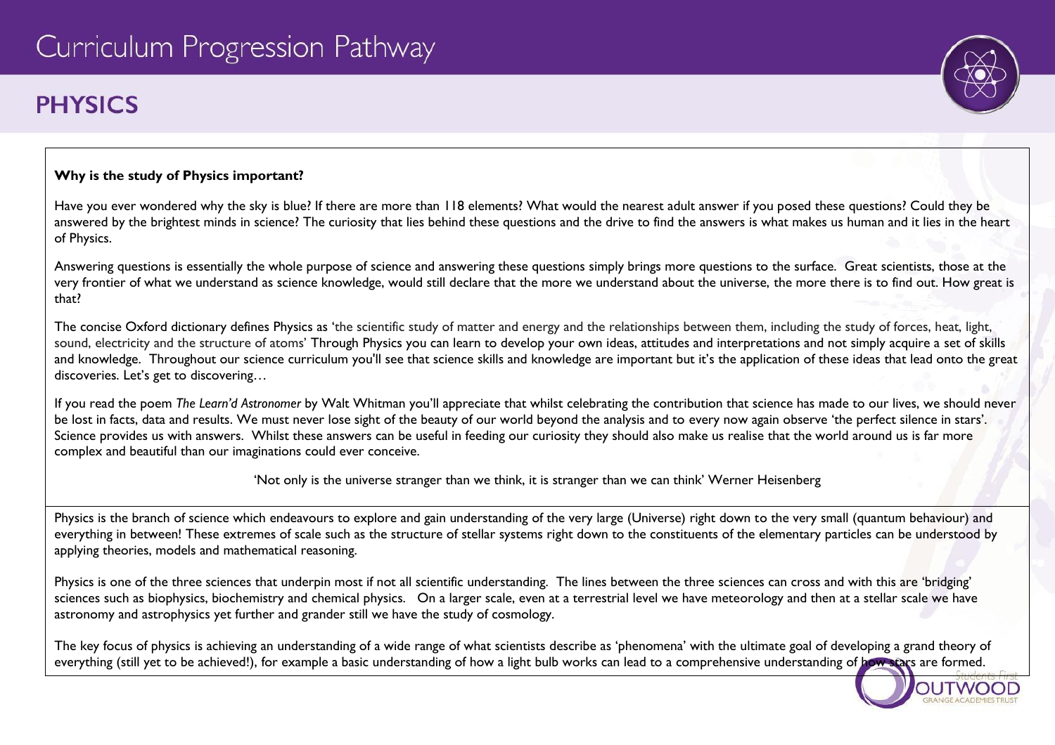# Curriculum Progression Pathway

## PHYSICS

**Why is the study of Physics important?**

Have you ever wondered why the sky is blue? If there are more than 118 elements? What would the nearest adult answer if you posed these questions? Could they be answered by the brightest minds in science? The curiosity that lies behind these questions and the drive to find the answers is what makes us human and it lies in the heart of Physics.

Answering questions is essentially the whole purpose of science and answering these questions simply brings more questions to the surface. Great scientists, those at the very frontier of what we understand as science knowledge, would still declare that the more we understand about the universe, the more there is to find out. How great is that?

The concise Oxford dictionary defines Physics as 'the scientific study of matter and energy and the relationships between them, including the study of forces, heat, light, sound, electricity and the structure of atoms' Through Physics you can learn to develop your own ideas, attitudes and interpretations and not simply acquire a set of skills and knowledge. Throughout our science curriculum you'll see that science skills and knowledge are important but it's the application of these ideas that lead onto the great discoveries. Let's get to discovering…

If you read the poem *The Learn'd Astronomer* by Walt Whitman you'll appreciate that whilst celebrating the contribution that science has made to our lives, we should never be lost in facts, data and results. We must never lose sight of the beauty of our world beyond the analysis and to every now again observe 'the perfect silence in stars'. Science provides us with answers. Whilst these answers can be useful in feeding our curiosity they should also make us realise that the world around us is far more complex and beautiful than our imaginations could ever conceive.

'Not only is the universe stranger than we think, it is stranger than we can think' Werner Heisenberg

Physics is the branch of science which endeavours to explore and gain understanding of the very large (Universe) right down to the very small (quantum behaviour) and everything in between! These extremes of scale such as the structure of stellar systems right down to the constituents of the elementary particles can be understood by applying theories, models and mathematical reasoning.

Physics is one of the three sciences that underpin most if not all scientific understanding. The lines between the three sciences can cross and with this are 'bridging' sciences such as biophysics, biochemistry and chemical physics. On a larger scale, even at a terrestrial level we have meteorology and then at a stellar scale we have astronomy and astrophysics yet further and grander still we have the study of cosmology.

The key focus of physics is achieving an understanding of a wide range of what scientists describe as 'phenomena' with the ultimate goal of developing a grand theory of everything (still yet to be achieved!), for example a basic understanding of how a light bulb works can lead to a comprehensive understanding of how stars are formed.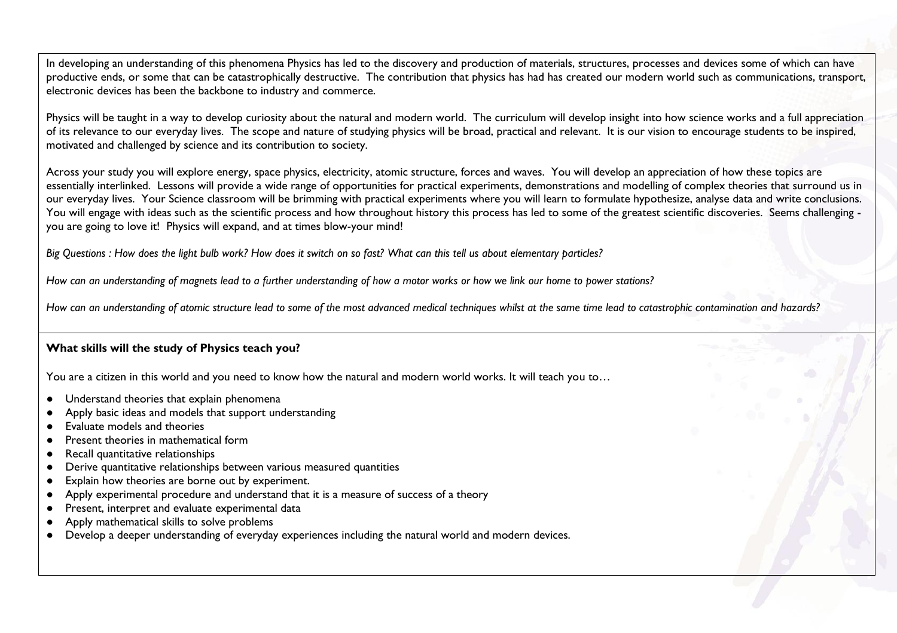In developing an understanding of this phenomena Physics has led to the discovery and production of materials, structures, processes and devices some of which can have productive ends, or some that can be catastrophically destructive. The contribution that physics has had has created our modern world such as communications, transport, electronic devices has been the backbone to industry and commerce.

Physics will be taught in a way to develop curiosity about the natural and modern world. The curriculum will develop insight into how science works and a full appreciation of its relevance to our everyday lives. The scope and nature of studying physics will be broad, practical and relevant. It is our vision to encourage students to be inspired, motivated and challenged by science and its contribution to society.

Across your study you will explore energy, space physics, electricity, atomic structure, forces and waves. You will develop an appreciation of how these topics are essentially interlinked. Lessons will provide a wide range of opportunities for practical experiments, demonstrations and modelling of complex theories that surround us in our everyday lives. Your Science classroom will be brimming with practical experiments where you will learn to formulate hypothesize, analyse data and write conclusions. You will engage with ideas such as the scientific process and how throughout history this process has led to some of the greatest scientific discoveries. Seems challenging - you are going to love it! Physics will expand, and at times blow-your mind!

*Big Questions : How does the light bulb work? How does it switch on so fast? What can this tell us about elementary particles?*

*How can an understanding of magnets lead to a further understanding of how a motor works or how we link our home to power stations?*

*How can an understanding of atomic structure lead to some of the most advanced medical techniques whilst at the same time lead to catastrophic contamination and hazards?*

**What skills will the study of Physics teach you?**

You are a citizen in this world and you need to know how the natural and modern world works. It will teach you to…

- Understand theories that explain phenomena
- Apply basic ideas and models that support understanding
- Evaluate models and theories
- Present theories in mathematical form
- Recall quantitative relationships
- Derive quantitative relationships between various measured quantities
- Explain how theories are borne out by experiment.
- Apply experimental procedure and understand that it is a measure of success of a theory
- Present, interpret and evaluate experimental data
- Apply mathematical skills to solve problems
- Develop a deeper understanding of everyday experiences including the natural world and modern devices.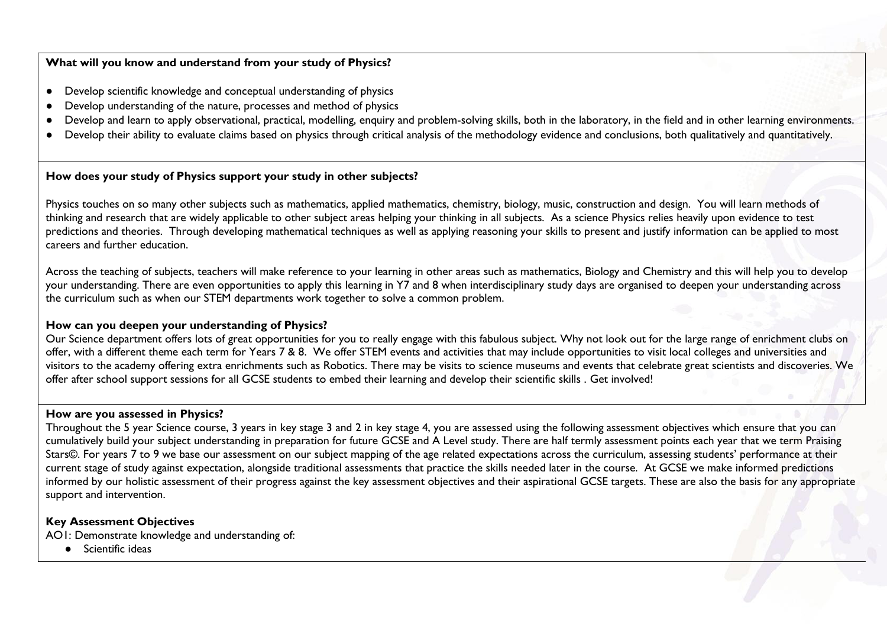**What will you know and understand from your study of Physics?**

- Develop scientific knowledge and conceptual understanding of physics
- Develop understanding of the nature, processes and method of physics
- Develop and learn to apply observational, practical, modelling, enquiry and problem-solving skills, both in the laboratory, in the field and in other learning environments.
- Develop their ability to evaluate claims based on physics through critical analysis of the methodology evidence and conclusions, both qualitatively and quantitatively.

**How does your study of Physics support your study in other subjects?**

Physics touches on so many other subjects such as mathematics, applied mathematics, chemistry, biology, music, construction and design. You will learn methods of thinking and research that are widely applicable to other subject areas helping your thinking in all subjects. As a science Physics relies heavily upon evidence to test predictions and theories. Through developing mathematical techniques as well as applying reasoning your skills to present and justify information can be applied to most careers and further education.

Across the teaching of subjects, teachers will make reference to your learning in other areas such as mathematics, Biology and Chemistry and this will help you to develop your understanding. There are even opportunities to apply this learning in Y7 and 8 when interdisciplinary study days are organised to deepen your understanding across the curriculum such as when our STEM departments work together to solve a common problem.

**How can you deepen your understanding of Physics?**

Our Science department offers lots of great opportunities for you to really engage with this fabulous subject. Why not look out for the large range of enrichment clubs on offer, with a different theme each term for Years 7 & 8. We offer STEM events and activities that may include opportunities to visit local colleges and universities and visitors to the academy offering extra enrichments such as Robotics. There may be visits to science museums and events that celebrate great scientists and discoveries. We offer after school support sessions for all GCSE students to embed their learning and develop their scientific skills . Get involved!

**How are you assessed in Physics?**

Throughout the 5 year Science course, 3 years in key stage 3 and 2 in key stage 4, you are assessed using the following assessment objectives which ensure that you can cumulatively build your subject understanding in preparation for future GCSE and A Level study. There are half termly assessment points each year that we term Praising Stars©. For years 7 to 9 we base our assessment on our subject mapping of the age related expectations across the curriculum, assessing students' performance at their current stage of study against expectation, alongside traditional assessments that practice the skills needed later in the course. At GCSE we make informed predictions informed by our holistic assessment of their progress against the key assessment objectives and their aspirational GCSE targets. These are also the basis for any appropriate support and intervention.

**Key Assessment Objectives**

AO1: Demonstrate knowledge and understanding of:

- Scientific ideas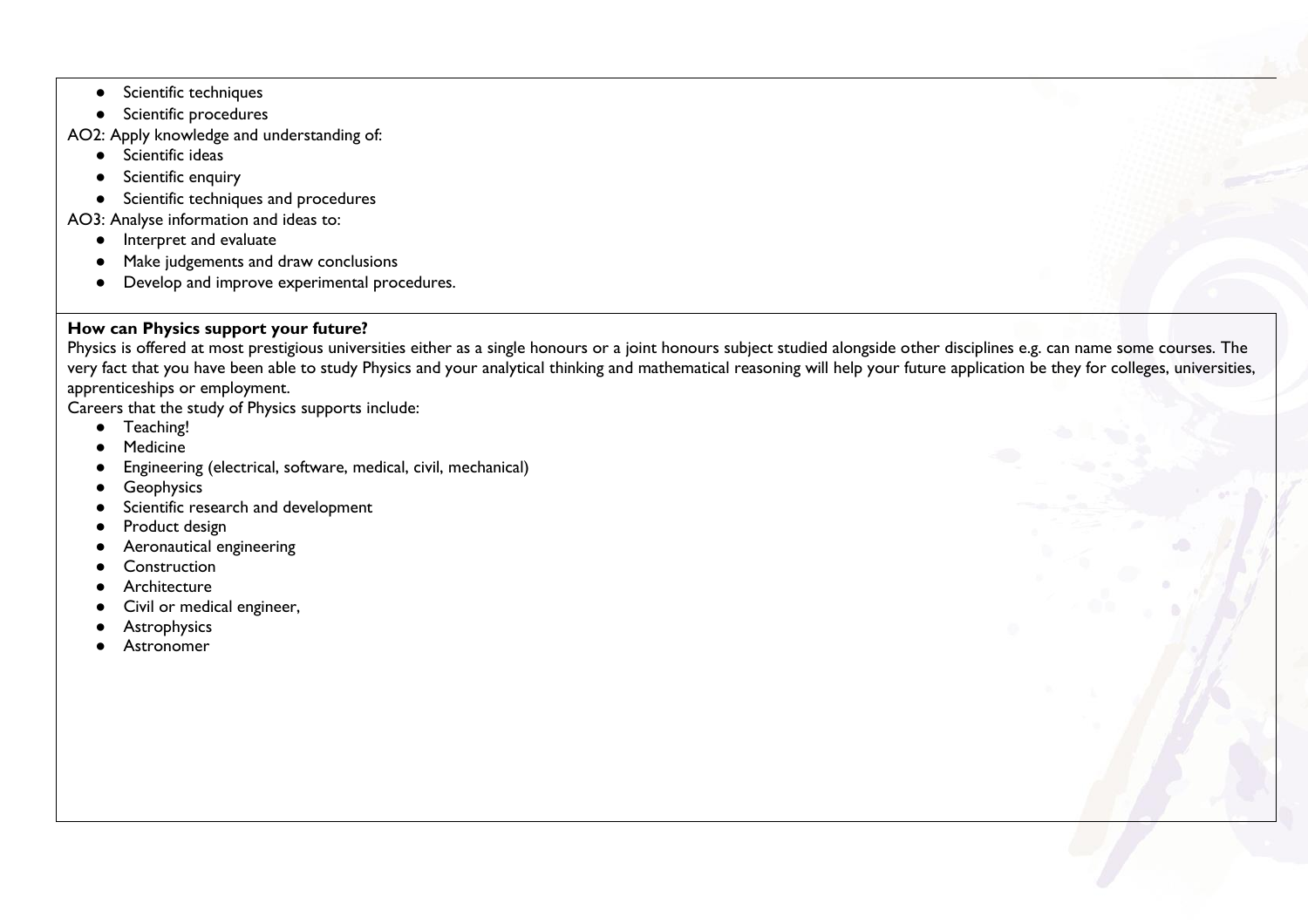- Scientific techniques
- Scientific procedures

AO2: Apply knowledge and understanding of:

- Scientific ideas
- Scientific enquiry
- Scientific techniques and procedures

AO3: Analyse information and ideas to:

- Interpret and evaluate
- Make judgements and draw conclusions
- Develop and improve experimental procedures.

**How can Physics support your future?**

Physics is offered at most prestigious universities either as a single honours or a joint honours subject studied alongside other disciplines e.g. can name some courses. The very fact that you have been able to study Physics and your analytical thinking and mathematical reasoning will help your future application be they for colleges, universities, apprenticeships or employment.

Careers that the study of Physics supports include:

- Teaching!
- Medicine
- Engineering (electrical, software, medical, civil, mechanical)
- Geophysics
- Scientific research and development
- Product design
- Aeronautical engineering
- Construction
- Architecture
- Civil or medical engineer,
- Astrophysics
- Astronomer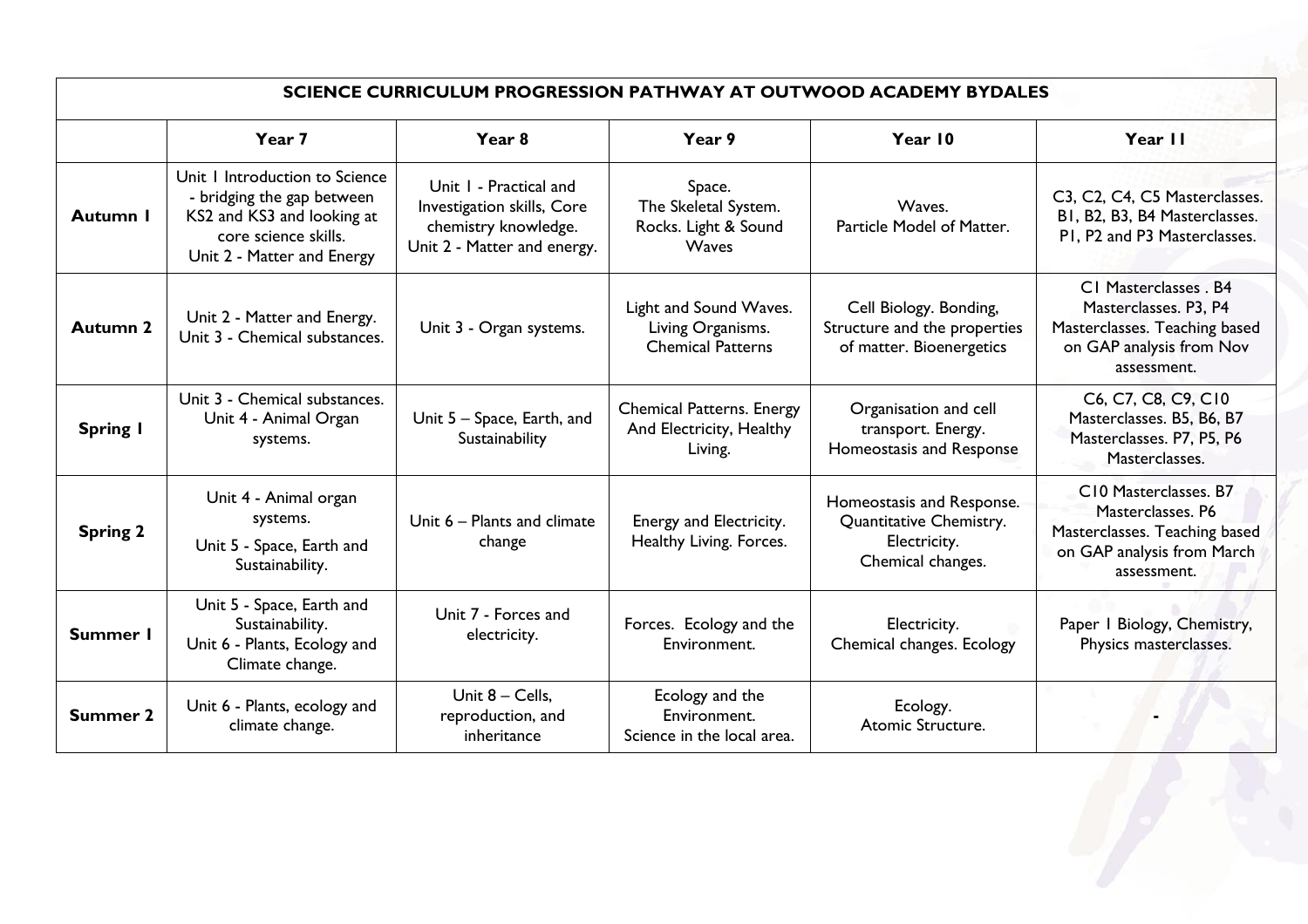## SCIENCE CURRICULUM PROGRESSION PATHWAY AT OUTWOOD ACADEMY BYDALES

| | Year 7 | Year 8 | Year 9 | Year 10 | Year 11 |
|---|---|---|---|---|---|
| **Autumn 1** | Unit 1 Introduction to Science - bridging the gap between KS2 and KS3 and looking at core science skills. Unit 2 - Matter and Energy | Unit 1 - Practical and Investigation skills, Core chemistry knowledge. Unit 2 - Matter and energy. | Space. The Skeletal System. Rocks. Light & Sound Waves | Waves. Particle Model of Matter. | C3, C2, C4, C5 Masterclasses. B1, B2, B3, B4 Masterclasses. P1, P2 and P3 Masterclasses. |
| **Autumn 2** | Unit 2 - Matter and Energy. Unit 3 - Chemical substances. | Unit 3 - Organ systems. | Light and Sound Waves. Living Organisms. Chemical Patterns | Cell Biology. Bonding, Structure and the properties of matter. Bioenergetics | C1 Masterclasses . B4 Masterclasses. P3, P4 Masterclasses. Teaching based on GAP analysis from Nov assessment. |
| **Spring 1** | Unit 3 - Chemical substances. Unit 4 - Animal Organ systems. | Unit 5 – Space, Earth, and Sustainability | Chemical Patterns. Energy And Electricity, Healthy Living. | Organisation and cell transport. Energy. Homeostasis and Response | C6, C7, C8, C9, C10 Masterclasses. B5, B6, B7 Masterclasses. P7, P5, P6 Masterclasses. |
| **Spring 2** | Unit 4 - Animal organ systems. Unit 5 - Space, Earth and Sustainability. | Unit 6 – Plants and climate change | Energy and Electricity. Healthy Living. Forces. | Homeostasis and Response. Quantitative Chemistry. Electricity. Chemical changes. | C10 Masterclasses. B7 Masterclasses. P6 Masterclasses. Teaching based on GAP analysis from March assessment. |
| **Summer 1** | Unit 5 - Space, Earth and Sustainability. Unit 6 - Plants, Ecology and Climate change. | Unit 7 - Forces and electricity. | Forces. Ecology and the Environment. | Electricity. Chemical changes. Ecology | Paper 1 Biology, Chemistry, Physics masterclasses. |
| **Summer 2** | Unit 6 - Plants, ecology and climate change. | Unit 8 – Cells, reproduction, and inheritance | Ecology and the Environment. Science in the local area. | Ecology. Atomic Structure. | - |